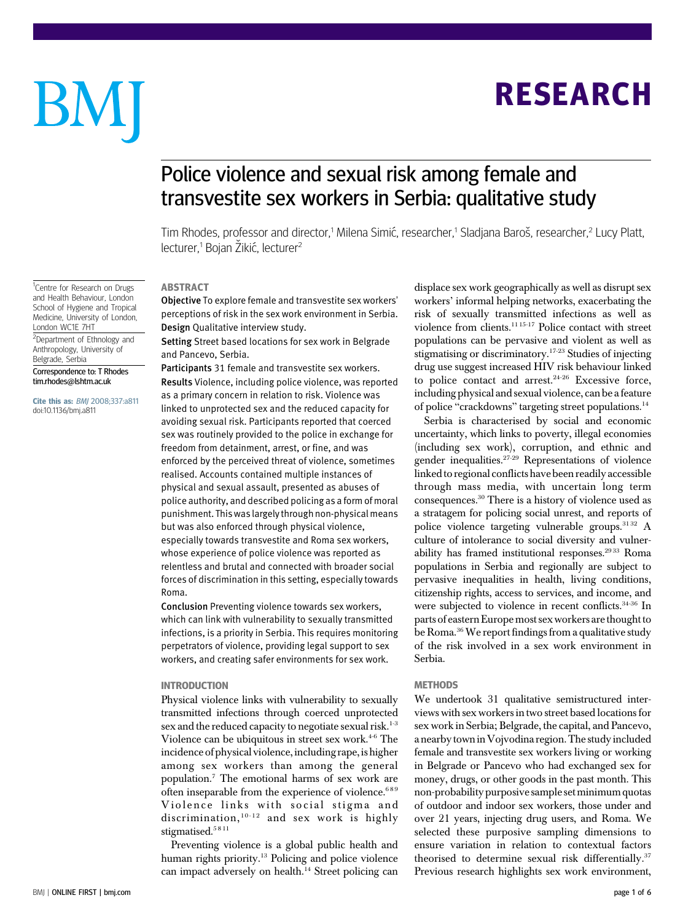# Police violence and sexual risk among female and transvestite sex workers in Serbia: qualitative study

Tim Rhodes, professor and director,[1] Milena Simić, researcher,[1] Sladjana Baroš, researcher,[2] Lucy Platt, lecturer,[1] Bojan Žikić, lecturer[2]

[1]Centre for Research on Drugs and Health Behaviour, London School of Hygiene and Tropical Medicine, University of London, London WC1E 7HT

[2]Department of Ethnology and Anthropology, University of Belgrade, Serbia

Correspondence to: T Rhodes tim.rhodes@lshtm.ac.uk

**Cite this as:** *BMJ* 2008;337:a811 doi:10.1136/bmj.a811

## ABSTRACT

**Objective** To explore female and transvestite sex workers' perceptions of risk in the sex work environment in Serbia.

**Design** Qualitative interview study.

**Setting** Street based locations for sex work in Belgrade and Pancevo, Serbia.

**Participants** 31 female and transvestite sex workers.

**Results** Violence, including police violence, was reported as a primary concern in relation to risk. Violence was linked to unprotected sex and the reduced capacity for avoiding sexual risk. Participants reported that coerced sex was routinely provided to the police in exchange for freedom from detainment, arrest, or fine, and was enforced by the perceived threat of violence, sometimes realised. Accounts contained multiple instances of physical and sexual assault, presented as abuses of police authority, and described policing as a form of moral punishment. This was largely through non-physical means but was also enforced through physical violence, especially towards transvestite and Roma sex workers, whose experience of police violence was reported as relentless and brutal and connected with broader social forces of discrimination in this setting, especially towards Roma.

**Conclusion** Preventing violence towards sex workers, which can link with vulnerability to sexually transmitted infections, is a priority in Serbia. This requires monitoring perpetrators of violence, providing legal support to sex workers, and creating safer environments for sex work.

## INTRODUCTION

Physical violence links with vulnerability to sexually transmitted infections through coerced unprotected sex and the reduced capacity to negotiate sexual risk.[1-3] Violence can be ubiquitous in street sex work.[4-6] The incidence of physical violence, including rape, is higher among sex workers than among the general population.[7] The emotional harms of sex work are often inseparable from the experience of violence.[6 8 9] Violence links with social stigma and discrimination,[10-12] and sex work is highly stigmatised.[5 8 11]

Preventing violence is a global public health and human rights priority.[13] Policing and police violence can impact adversely on health.[14] Street policing can displace sex work geographically as well as disrupt sex workers' informal helping networks, exacerbating the risk of sexually transmitted infections as well as violence from clients.[11 15-17] Police contact with street populations can be pervasive and violent as well as stigmatising or discriminatory.[17-23] Studies of injecting drug use suggest increased HIV risk behaviour linked to police contact and arrest.[24-26] Excessive force, including physical and sexual violence, can be a feature of police "crackdowns" targeting street populations.[14]

Serbia is characterised by social and economic uncertainty, which links to poverty, illegal economies (including sex work), corruption, and ethnic and gender inequalities.[27-29] Representations of violence linked to regional conflicts have been readily accessible through mass media, with uncertain long term consequences.[30] There is a history of violence used as a stratagem for policing social unrest, and reports of police violence targeting vulnerable groups.[31 32] A culture of intolerance to social diversity and vulnerability has framed institutional responses.[29 33] Roma populations in Serbia and regionally are subject to pervasive inequalities in health, living conditions, citizenship rights, access to services, and income, and were subjected to violence in recent conflicts.[34-36] In parts of eastern Europe most sex workers are thought to be Roma.[36] We report findings from a qualitative study of the risk involved in a sex work environment in Serbia.

## METHODS

We undertook 31 qualitative semistructured interviews with sex workers in two street based locations for sex work in Serbia; Belgrade, the capital, and Pancevo, a nearby town in Vojvodina region. The study included female and transvestite sex workers living or working in Belgrade or Pancevo who had exchanged sex for money, drugs, or other goods in the past month. This non-probability purposive sample set minimum quotas of outdoor and indoor sex workers, those under and over 21 years, injecting drug users, and Roma. We selected these purposive sampling dimensions to ensure variation in relation to contextual factors theorised to determine sexual risk differentially.[37] Previous research highlights sex work environment,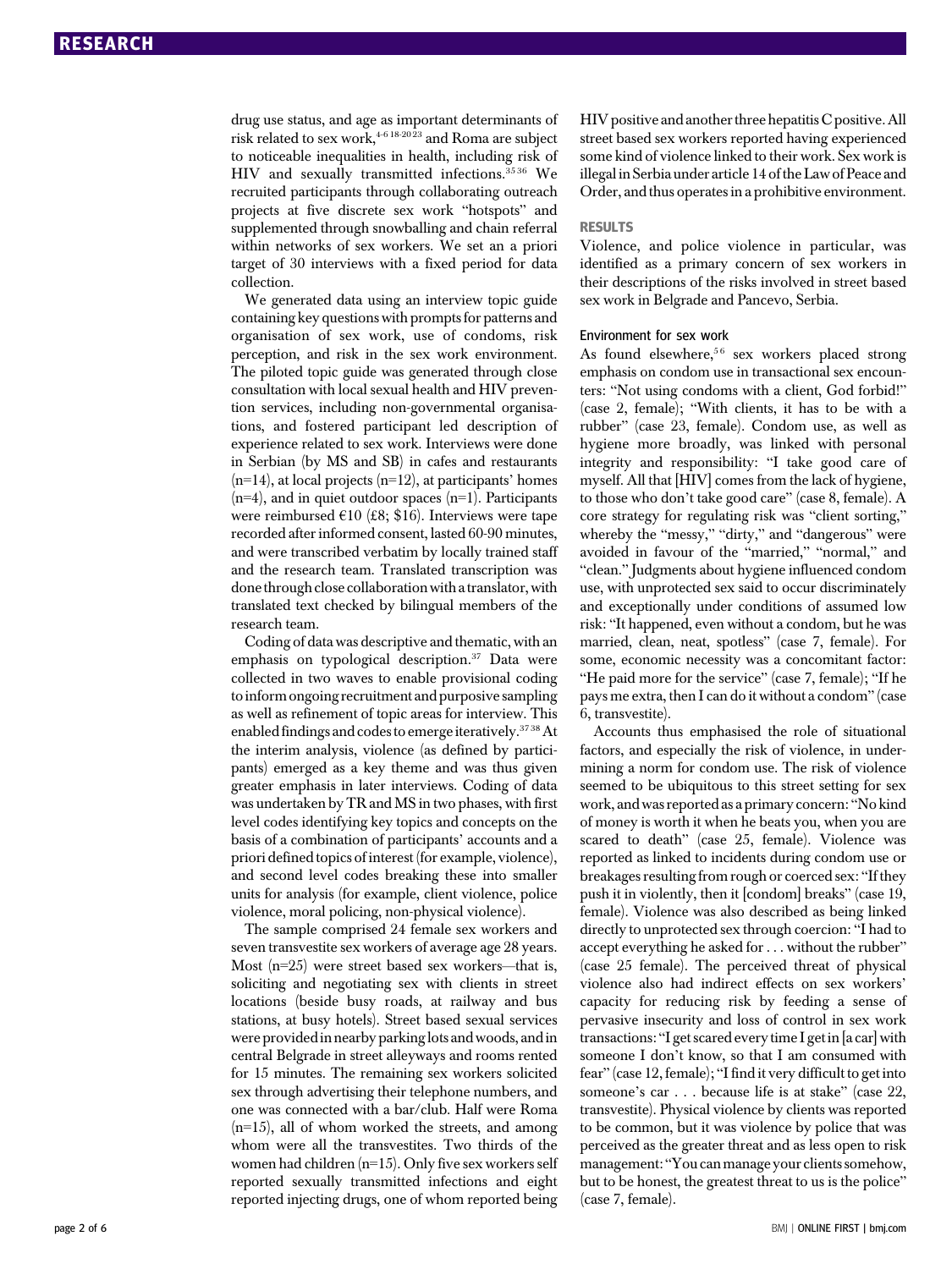drug use status, and age as important determinants of risk related to sex work,[4-6 18-20 23] and Roma are subject to noticeable inequalities in health, including risk of HIV and sexually transmitted infections.[35 36] We recruited participants through collaborating outreach projects at five discrete sex work "hotspots" and supplemented through snowballing and chain referral within networks of sex workers. We set an a priori target of 30 interviews with a fixed period for data collection.

We generated data using an interview topic guide containing key questions with prompts for patterns and organisation of sex work, use of condoms, risk perception, and risk in the sex work environment. The piloted topic guide was generated through close consultation with local sexual health and HIV prevention services, including non-governmental organisations, and fostered participant led description of experience related to sex work. Interviews were done in Serbian (by MS and SB) in cafes and restaurants (n=14), at local projects (n=12), at participants' homes (n=4), and in quiet outdoor spaces (n=1). Participants were reimbursed €10 (£8; $16). Interviews were tape recorded after informed consent, lasted 60-90 minutes, and were transcribed verbatim by locally trained staff and the research team. Translated transcription was done through close collaboration with a translator, with translated text checked by bilingual members of the research team.

Coding of data was descriptive and thematic, with an emphasis on typological description.[37] Data were collected in two waves to enable provisional coding to inform ongoing recruitment and purposive sampling as well as refinement of topic areas for interview. This enabled findings and codes to emerge iteratively.[37 38] At the interim analysis, violence (as defined by participants) emerged as a key theme and was thus given greater emphasis in later interviews. Coding of data was undertaken by TR and MS in two phases, with first level codes identifying key topics and concepts on the basis of a combination of participants' accounts and a priori defined topics of interest (for example, violence), and second level codes breaking these into smaller units for analysis (for example, client violence, police violence, moral policing, non-physical violence).

The sample comprised 24 female sex workers and seven transvestite sex workers of average age 28 years. Most (n=25) were street based sex workers—that is, soliciting and negotiating sex with clients in street locations (beside busy roads, at railway and bus stations, at busy hotels). Street based sexual services were provided in nearby parking lots and woods, and in central Belgrade in street alleyways and rooms rented for 15 minutes. The remaining sex workers solicited sex through advertising their telephone numbers, and one was connected with a bar/club. Half were Roma (n=15), all of whom worked the streets, and among whom were all the transvestites. Two thirds of the women had children (n=15). Only five sex workers self reported sexually transmitted infections and eight reported injecting drugs, one of whom reported being HIV positive and another three hepatitis C positive. All street based sex workers reported having experienced some kind of violence linked to their work. Sex work is illegal in Serbia under article 14 of the Law of Peace and Order, and thus operates in a prohibitive environment.

## RESULTS

Violence, and police violence in particular, was identified as a primary concern of sex workers in their descriptions of the risks involved in street based sex work in Belgrade and Pancevo, Serbia.

### Environment for sex work

As found elsewhere,[5 6] sex workers placed strong emphasis on condom use in transactional sex encounters: "Not using condoms with a client, God forbid!" (case 2, female); "With clients, it has to be with a rubber" (case 23, female). Condom use, as well as hygiene more broadly, was linked with personal integrity and responsibility: "I take good care of myself. All that [HIV] comes from the lack of hygiene, to those who don't take good care" (case 8, female). A core strategy for regulating risk was "client sorting," whereby the "messy," "dirty," and "dangerous" were avoided in favour of the "married," "normal," and "clean." Judgments about hygiene influenced condom use, with unprotected sex said to occur discriminately and exceptionally under conditions of assumed low risk: "It happened, even without a condom, but he was married, clean, neat, spotless" (case 7, female). For some, economic necessity was a concomitant factor: "He paid more for the service" (case 7, female); "If he pays me extra, then I can do it without a condom" (case 6, transvestite).

Accounts thus emphasised the role of situational factors, and especially the risk of violence, in undermining a norm for condom use. The risk of violence seemed to be ubiquitous to this street setting for sex work, and was reported as a primary concern: "No kind of money is worth it when he beats you, when you are scared to death" (case 25, female). Violence was reported as linked to incidents during condom use or breakages resulting from rough or coerced sex: "If they push it in violently, then it [condom] breaks" (case 19, female). Violence was also described as being linked directly to unprotected sex through coercion: "I had to accept everything he asked for . . . without the rubber" (case 25 female). The perceived threat of physical violence also had indirect effects on sex workers' capacity for reducing risk by feeding a sense of pervasive insecurity and loss of control in sex work transactions: "I get scared every time I get in [a car] with someone I don't know, so that I am consumed with fear" (case 12, female); "I find it very difficult to get into someone's car . . . because life is at stake" (case 22, transvestite). Physical violence by clients was reported to be common, but it was violence by police that was perceived as the greater threat and as less open to risk management: "You can manage your clients somehow, but to be honest, the greatest threat to us is the police" (case 7, female).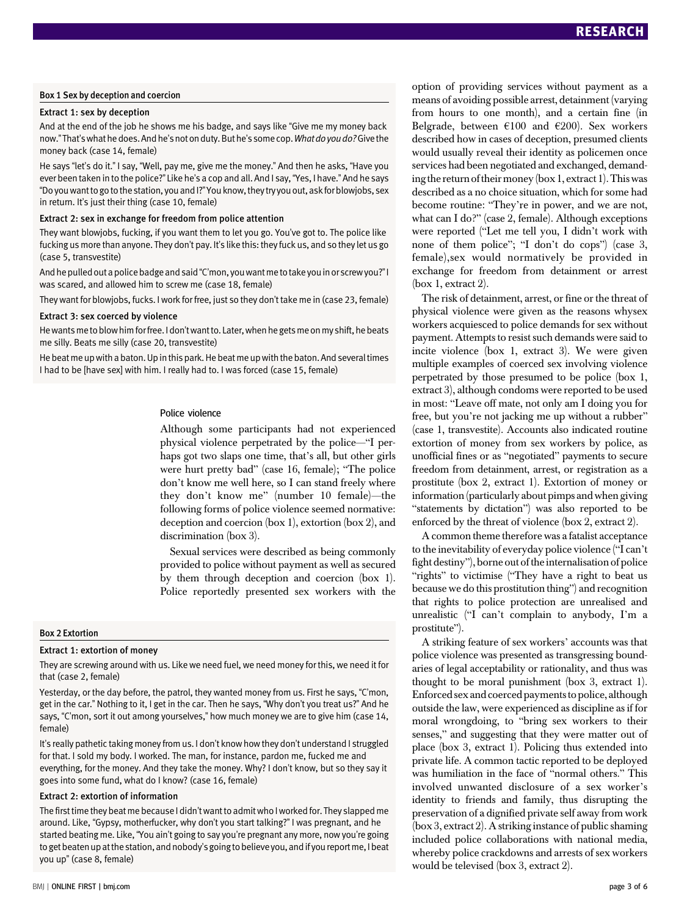### Box 1 Sex by deception and coercion

#### Extract 1: sex by deception

And at the end of the job he shows me his badge, and says like "Give me my money back now." That's what he does. And he's not on duty. But he's some cop. *What do you do?* Give the money back (case 14, female)

He says "let's do it." I say, "Well, pay me, give me the money." And then he asks, "Have you ever been taken in to the police?" Like he's a cop and all. And I say, "Yes, I have." And he says "Do you want to go to the station, you and I?" You know, they try you out, ask for blowjobs, sex in return. It's just their thing (case 10, female)

#### Extract 2: sex in exchange for freedom from police attention

They want blowjobs, fucking, if you want them to let you go. You've got to. The police like fucking us more than anyone. They don't pay. It's like this: they fuck us, and so they let us go (case 5, transvestite)

And he pulled out a police badge and said "C'mon, you want me to take you in or screw you?" I was scared, and allowed him to screw me (case 18, female)

They want for blowjobs, fucks. I work for free, just so they don't take me in (case 23, female)

#### Extract 3: sex coerced by violence

He wants me to blow him for free. I don't want to. Later, when he gets me on my shift, he beats me silly. Beats me silly (case 20, transvestite)

He beat me up with a baton. Up in this park. He beat me up with the baton. And several times I had to be [have sex] with him. I really had to. I was forced (case 15, female)

## Police violence

Although some participants had not experienced physical violence perpetrated by the police—"I perhaps got two slaps one time, that's all, but other girls were hurt pretty bad" (case 16, female); "The police don't know me well here, so I can stand freely where they don't know me" (number 10 female)—the following forms of police violence seemed normative: deception and coercion (box 1), extortion (box 2), and discrimination (box 3).

Sexual services were described as being commonly provided to police without payment as well as secured by them through deception and coercion (box 1). Police reportedly presented sex workers with the option of providing services without payment as a means of avoiding possible arrest, detainment (varying from hours to one month), and a certain fine (in Belgrade, between €100 and €200). Sex workers described how in cases of deception, presumed clients would usually reveal their identity as policemen once services had been negotiated and exchanged, demanding the return of their money (box 1, extract 1). This was described as a no choice situation, which for some had become routine: "They're in power, and we are not, what can I do?" (case 2, female). Although exceptions were reported ("Let me tell you, I didn't work with none of them police"; "I don't do cops") (case 3, female),sex would normatively be provided in exchange for freedom from detainment or arrest (box 1, extract 2).

The risk of detainment, arrest, or fine or the threat of physical violence were given as the reasons whysex workers acquiesced to police demands for sex without payment. Attempts to resist such demands were said to incite violence (box 1, extract 3). We were given multiple examples of coerced sex involving violence perpetrated by those presumed to be police (box 1, extract 3), although condoms were reported to be used in most: "Leave off mate, not only am I doing you for free, but you're not jacking me up without a rubber" (case 1, transvestite). Accounts also indicated routine extortion of money from sex workers by police, as unofficial fines or as "negotiated" payments to secure freedom from detainment, arrest, or registration as a prostitute (box 2, extract 1). Extortion of money or information (particularly about pimps and when giving "statements by dictation") was also reported to be enforced by the threat of violence (box 2, extract 2).

A common theme therefore was a fatalist acceptance to the inevitability of everyday police violence ("I can't fight destiny"), borne out of the internalisation of police "rights" to victimise ("They have a right to beat us because we do this prostitution thing") and recognition that rights to police protection are unrealised and unrealistic ("I can't complain to anybody, I'm a prostitute").

A striking feature of sex workers' accounts was that police violence was presented as transgressing boundaries of legal acceptability or rationality, and thus was thought to be moral punishment (box 3, extract 1). Enforced sex and coerced payments to police, although outside the law, were experienced as discipline as if for moral wrongdoing, to "bring sex workers to their senses," and suggesting that they were matter out of place (box 3, extract 1). Policing thus extended into private life. A common tactic reported to be deployed was humiliation in the face of "normal others." This involved unwanted disclosure of a sex worker's identity to friends and family, thus disrupting the preservation of a dignified private self away from work (box 3, extract 2). A striking instance of public shaming included police collaborations with national media, whereby police crackdowns and arrests of sex workers would be televised (box 3, extract 2).

### Box 2 Extortion

#### Extract 1: extortion of money

They are screwing around with us. Like we need fuel, we need money for this, we need it for that (case 2, female)

Yesterday, or the day before, the patrol, they wanted money from us. First he says, "C'mon, get in the car." Nothing to it, I get in the car. Then he says, "Why don't you treat us?" And he says, "C'mon, sort it out among yourselves," how much money we are to give him (case 14, female)

It's really pathetic taking money from us. I don't know how they don't understand I struggled for that. I sold my body. I worked. The man, for instance, pardon me, fucked me and everything, for the money. And they take the money. Why? I don't know, but so they say it goes into some fund, what do I know? (case 16, female)

#### Extract 2: extortion of information

The first time they beat me because I didn't want to admit who I worked for. They slapped me around. Like, "Gypsy, motherfucker, why don't you start talking?" I was pregnant, and he started beating me. Like, "You ain't going to say you're pregnant any more, now you're going to get beaten up at the station, and nobody's going to believe you, and if you report me, I beat you up" (case 8, female)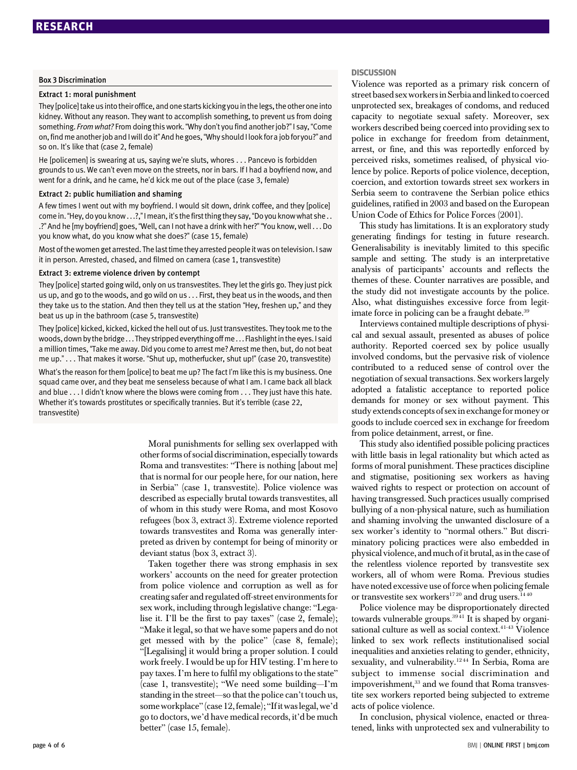### Box 3 Discrimination

**Extract 1: moral punishment**

They [police] take us into their office, and one starts kicking you in the legs, the other one into kidney. Without any reason. They want to accomplish something, to prevent us from doing something. *From what?* From doing this work. "Why don't you find another job?" I say, "Come on, find me another job and I will do it" And he goes, "Why should I look for a job for you?" and so on. It's like that (case 2, female)

He [policemen] is swearing at us, saying we're sluts, whores . . . Pancevo is forbidden grounds to us. We can't even move on the streets, nor in bars. If I had a boyfriend now, and went for a drink, and he came, he'd kick me out of the place (case 3, female)

**Extract 2: public humiliation and shaming**

A few times I went out with my boyfriend. I would sit down, drink coffee, and they [police] come in. "Hey, do you know . . .?," I mean, it's the first thing they say, "Do you know what she . . .?" And he [my boyfriend] goes, "Well, can I not have a drink with her?" "You know, well . . . Do you know what, do you know what she does?" (case 15, female)

Most of the women get arrested. The last time they arrested people it was on television. I saw it in person. Arrested, chased, and filmed on camera (case 1, transvestite)

**Extract 3: extreme violence driven by contempt**

They [police] started going wild, only on us transvestites. They let the girls go. They just pick us up, and go to the woods, and go wild on us . . . First, they beat us in the woods, and then they take us to the station. And then they tell us at the station "Hey, freshen up," and they beat us up in the bathroom (case 5, transvestite)

They [police] kicked, kicked, kicked the hell out of us. Just transvestites. They took me to the woods, down by the bridge . . . They stripped everything off me . . . Flashlight in the eyes. I said a million times, "Take me away. Did you come to arrest me? Arrest me then, but, do not beat me up." . . . That makes it worse. "Shut up, motherfucker, shut up!" (case 20, transvestite)

What's the reason for them [police] to beat me up? The fact I'm like this is my business. One squad came over, and they beat me senseless because of what I am. I came back all black and blue . . . I didn't know where the blows were coming from . . . They just have this hate. Whether it's towards prostitutes or specifically trannies. But it's terrible (case 22, transvestite)

Moral punishments for selling sex overlapped with other forms of social discrimination, especially towards Roma and transvestites: "There is nothing [about me] that is normal for our people here, for our nation, here in Serbia" (case 1, transvestite). Police violence was described as especially brutal towards transvestites, all of whom in this study were Roma, and most Kosovo refugees (box 3, extract 3). Extreme violence reported towards transvestites and Roma was generally interpreted as driven by contempt for being of minority or deviant status (box 3, extract 3).

Taken together there was strong emphasis in sex workers' accounts on the need for greater protection from police violence and corruption as well as for creating safer and regulated off-street environments for sex work, including through legislative change: "Legalise it. I'll be the first to pay taxes" (case 2, female); "Make it legal, so that we have some papers and do not get messed with by the police" (case 8, female); "[Legalising] it would bring a proper solution. I could work freely. I would be up for HIV testing. I'm here to pay taxes. I'm here to fulfil my obligations to the state" (case 1, transvestite); "We need some building—I'm standing in the street—so that the police can't touch us, some workplace" (case 12, female); "If it was legal, we'd go to doctors, we'd have medical records, it'd be much better" (case 15, female).

## DISCUSSION

Violence was reported as a primary risk concern of street based sex workers in Serbia and linked to coerced unprotected sex, breakages of condoms, and reduced capacity to negotiate sexual safety. Moreover, sex workers described being coerced into providing sex to police in exchange for freedom from detainment, arrest, or fine, and this was reportedly enforced by perceived risks, sometimes realised, of physical violence by police. Reports of police violence, deception, coercion, and extortion towards street sex workers in Serbia seem to contravene the Serbian police ethics guidelines, ratified in 2003 and based on the European Union Code of Ethics for Police Forces (2001).

This study has limitations. It is an exploratory study generating findings for testing in future research. Generalisability is inevitably limited to this specific sample and setting. The study is an interpretative analysis of participants' accounts and reflects the themes of these. Counter narratives are possible, and the study did not investigate accounts by the police. Also, what distinguishes excessive force from legitimate force in policing can be a fraught debate.[39]

Interviews contained multiple descriptions of physical and sexual assault, presented as abuses of police authority. Reported coerced sex by police usually involved condoms, but the pervasive risk of violence contributed to a reduced sense of control over the negotiation of sexual transactions. Sex workers largely adopted a fatalistic acceptance to reported police demands for money or sex without payment. This study extends concepts of sex in exchange for money or goods to include coerced sex in exchange for freedom from police detainment, arrest, or fine.

This study also identified possible policing practices with little basis in legal rationality but which acted as forms of moral punishment. These practices discipline and stigmatise, positioning sex workers as having waived rights to respect or protection on account of having transgressed. Such practices usually comprised bullying of a non-physical nature, such as humiliation and shaming involving the unwanted disclosure of a sex worker's identity to "normal others." But discriminatory policing practices were also embedded in physical violence, and much of it brutal, as in the case of the relentless violence reported by transvestite sex workers, all of whom were Roma. Previous studies have noted excessive use of force when policing female or transvestite sex workers[17 20] and drug users.[14 40]

Police violence may be disproportionately directed towards vulnerable groups.[39 41] It is shaped by organisational culture as well as social context.[41-43] Violence linked to sex work reflects institutionalised social inequalities and anxieties relating to gender, ethnicity, sexuality, and vulnerability.[12 44] In Serbia, Roma are subject to immense social discrimination and impoverishment,[33] and we found that Roma transvestite sex workers reported being subjected to extreme acts of police violence.

In conclusion, physical violence, enacted or threatened, links with unprotected sex and vulnerability to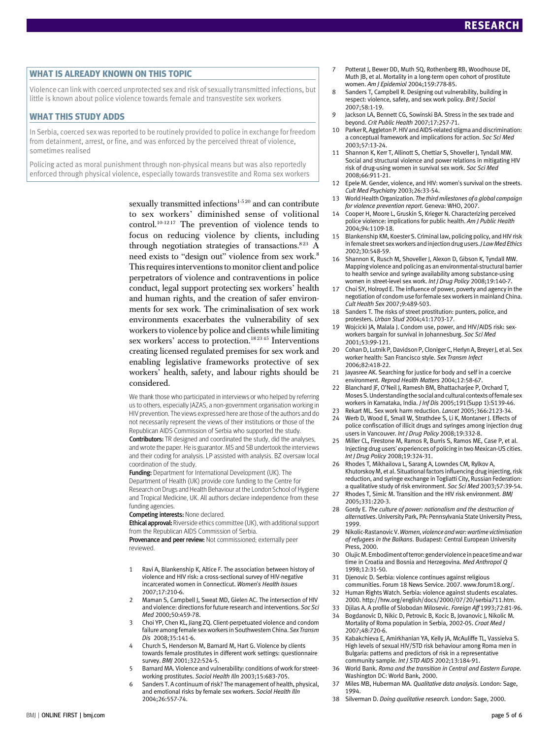## WHAT IS ALREADY KNOWN ON THIS TOPIC

Violence can link with coerced unprotected sex and risk of sexually transmitted infections, but little is known about police violence towards female and transvestite sex workers

## WHAT THIS STUDY ADDS

In Serbia, coerced sex was reported to be routinely provided to police in exchange for freedom from detainment, arrest, or fine, and was enforced by the perceived threat of violence, sometimes realised

Policing acted as moral punishment through non-physical means but was also reportedly enforced through physical violence, especially towards transvestite and Roma sex workers

sexually transmitted infections[1-5 20] and can contribute to sex workers' diminished sense of volitional control.[10-12 17] The prevention of violence tends to focus on reducing violence by clients, including through negotiation strategies of transactions.[8 23] A need exists to "design out" violence from sex work.[8] This requires interventions to monitor client and police perpetrators of violence and contraventions in police conduct, legal support protecting sex workers' health and human rights, and the creation of safer environments for sex work. The criminalisation of sex work environments exacerbates the vulnerability of sex workers to violence by police and clients while limiting sex workers' access to protection.[18 23 45] Interventions creating licensed regulated premises for sex work and enabling legislative frameworks protective of sex workers' health, safety, and labour rights should be considered.

We thank those who participated in interviews or who helped by referring us to others, especially JAZAS, a non-government organisation working in HIV prevention. The views expressed here are those of the authors and do not necessarily represent the views of their institutions or those of the Republican AIDS Commission of Serbia who supported the study.

**Contributors:** TR designed and coordinated the study, did the analyses, and wrote the paper. He is guarantor. MS and SB undertook the interviews and their coding for analysis. LP assisted with analysis. BZ oversaw local coordination of the study.

**Funding:** Department for International Development (UK). The Department of Health (UK) provide core funding to the Centre for Research on Drugs and Health Behaviour at the London School of Hygiene and Tropical Medicine, UK. All authors declare independence from these funding agencies.

**Competing interests:** None declared.

**Ethical approval:** Riverside ethics committee (UK), with additional support from the Republican AIDS Commission of Serbia.

**Provenance and peer review:** Not commissioned; externally peer reviewed.

1. Ravi A, Blankenship K, Altice F. The association between history of violence and HIV risk: a cross-sectional survey of HIV-negative incarcerated women in Connecticut. *Women's Health Issues* 2007;17:210-6.
2. Maman S, Campbell J, Sweat MD, Gielen AC. The intersection of HIV and violence: directions for future research and interventions. *Soc Sci Med* 2000;50:459-78.
3. Choi YP, Chen KL, Jiang ZQ. Client-perpetuated violence and condom failure among female sex workers in Southwestern China. *Sex Transm Dis* 2008;35:141-6.
4. Church S, Henderson M, Barnard M, Hart G. Violence by clients towards female prostitutes in different work settings: questionnaire survey. *BMJ* 2001;322:524-5.
5. Barnard MA. Violence and vulnerability: conditions of work for street-working prostitutes. *Sociol Health Illn* 2003;15:683-705.
6. Sanders T. A continuum of risk? The management of health, physical, and emotional risks by female sex workers. *Sociol Health Illn* 2004;26:557-74.
7. Potterat J, Bewer DD, Muth SQ, Rothenberg RB, Woodhouse DE, Muth JB, et al. Mortality in a long-term open cohort of prostitute women. *Am J Epidemiol* 2004;159:778-85.
8. Sanders T, Campbell R. Designing out vulnerability, building in respect: violence, safety, and sex work policy. *Brit J Sociol* 2007;58:1-19.
9. Jackson LA, Bennett CG, Sowinski BA. Stress in the sex trade and beyond. *Crit Public Health* 2007;17:257-71.
10. Parker R, Aggleton P. HIV and AIDS-related stigma and discrimination: a conceptual framework and implications for action. *Soc Sci Med* 2003;57:13-24.
11. Shannon K, Kerr T, Allinott S, Chettiar S, Shoveller J, Tyndall MW. Social and structural violence and power relations in mitigating HIV risk of drug-using women in survival sex work. *Soc Sci Med* 2008;66:911-21.
12. Epele M. Gender, violence, and HIV: women's survival on the streets. *Cult Med Psychiatry* 2003;26:33-54.
13. World Health Organization. *The third milestones of a global campaign for violence prevention report.* Geneva: WHO, 2007.
14. Cooper H, Moore L, Gruskin S, Krieger N. Characterizing perceived police violence: implications for public health. *Am J Public Health* 2004;94:1109-18.
15. Blankenship KM, Koester S. Criminal law, policing policy, and HIV risk in female street sex workers and injection drug users. *J Law Med Ethics* 2002;30:548-59.
16. Shannon K, Rusch M, Shoveller J, Alexon D, Gibson K, Tyndall MW. Mapping violence and policing as an environmental-structural barrier to health service and syringe availability among substance-using women in street-level sex work. *Int J Drug Policy* 2008;19:140-7.
17. Choi SY, Holroyd E. The influence of power, poverty and agency in the negotiation of condom use for female sex workers in mainland China. *Cult Health Sex* 2007;9:489-503.
18. Sanders T. The risks of street prostitution: punters, police, and protesters. *Urban Stud* 2004;41:1703-17.
19. Wojcicki JA, Malala J. Condom use, power, and HIV/AIDS risk: sex-workers bargain for survival in Johannesburg. *Soc Sci Med* 2001;53:99-121.
20. Cohan D, Lutnik P, Davidson P, Cloniger C, Herlyn A, Breyer J, et al. Sex worker health: San Francisco style. *Sex Transm Infect* 2006;82:418-22.
21. Jayasree AK. Searching for justice for body and self in a coercive environment. *Reprod Health Matters* 2004;12:58-67.
22. Blanchard JF, O'Neil J, Ramesh BM, Bhattacharjee P, Orchard T, Moses S. Understanding the social and cultural contexts of female sex workers in Karnataka, India. *J Inf Dis* 2005;191(Supp 1):S139-46.
23. Rekart ML. Sex work harm reduction. *Lancet* 2005;366:2123-34.
24. Werb D, Wood E, Small W, Strathdee S, Li K, Montaner J. Effects of police confiscation of illicit drugs and syringes among injection drug users in Vancouver. *Int J Drug Policy* 2008;19:332-8.
25. Miller CL, Firestone M, Ramos R, Burris S, Ramos ME, Case P, et al. Injecting drug users' experiences of policing in two Mexican-US cities. *Int J Drug Policy* 2008;19:324-31.
26. Rhodes T, Mikhailova L, Sarang A, Lowndes CM, Rylkov A, Khutorskoy M, et al. Situational factors influencing drug injecting, risk reduction, and syringe exchange in Togliatti City, Russian Federation: a qualitative study of risk environment. *Soc Sci Med* 2003;57:39-54.
27. Rhodes T, Simic M. Transition and the HIV risk environment. *BMJ* 2005;331:220-3.
28. Gordy E. *The culture of power: nationalism and the destruction of alternatives*. University Park, PA: Pennsylvania State University Press, 1999.
29. Nikolic-Rastanovic V. *Women, violence and war: wartime victimisation of refugees in the Balkans*. Budapest: Central European University Press, 2000.
30. Olujic M. Embodiment of terror: gender violence in peace time and war time in Croatia and Bosnia and Herzegovina. *Med Anthropol Q* 1998;12:31-50.
31. Djenovic D. Serbia: violence continues against religious communities. Forum 18 News Service. 2007. www.forum18.org/.
32. Human Rights Watch. Serbia: violence against students escalates. 2000. http://hrw.org/english/docs/2000/07/20/serbia711.htm.
33. Djilas A. A profile of Slobodan Milosevic. *Foreign Aff* 1993;72:81-96.
34. Bogdanovic D, Nikic D, Petrovic B, Kocic B, Jovanovic J, Nikolic M. Mortality of Roma population in Serbia, 2002-05. *Croat Med J* 2007;48:720-6.
35. Kabakchieva E, Amirkhanian YA, Kelly JA, McAuliffe TL, Vassielva S. High levels of sexual HIV/STD risk behaviour among Roma men in Bulgaria: patterns and predictors of risk in a representative community sample. *Int J STD AIDS* 2002;13:184-91.
36. World Bank. *Roma and the transition in Central and Eastern Europe.* Washington DC: World Bank, 2000.
37. Miles MB, Huberman MA. *Qualitative data analysis*. London: Sage, 1994.
38. Silverman D. *Doing qualitative research*. London: Sage, 2000.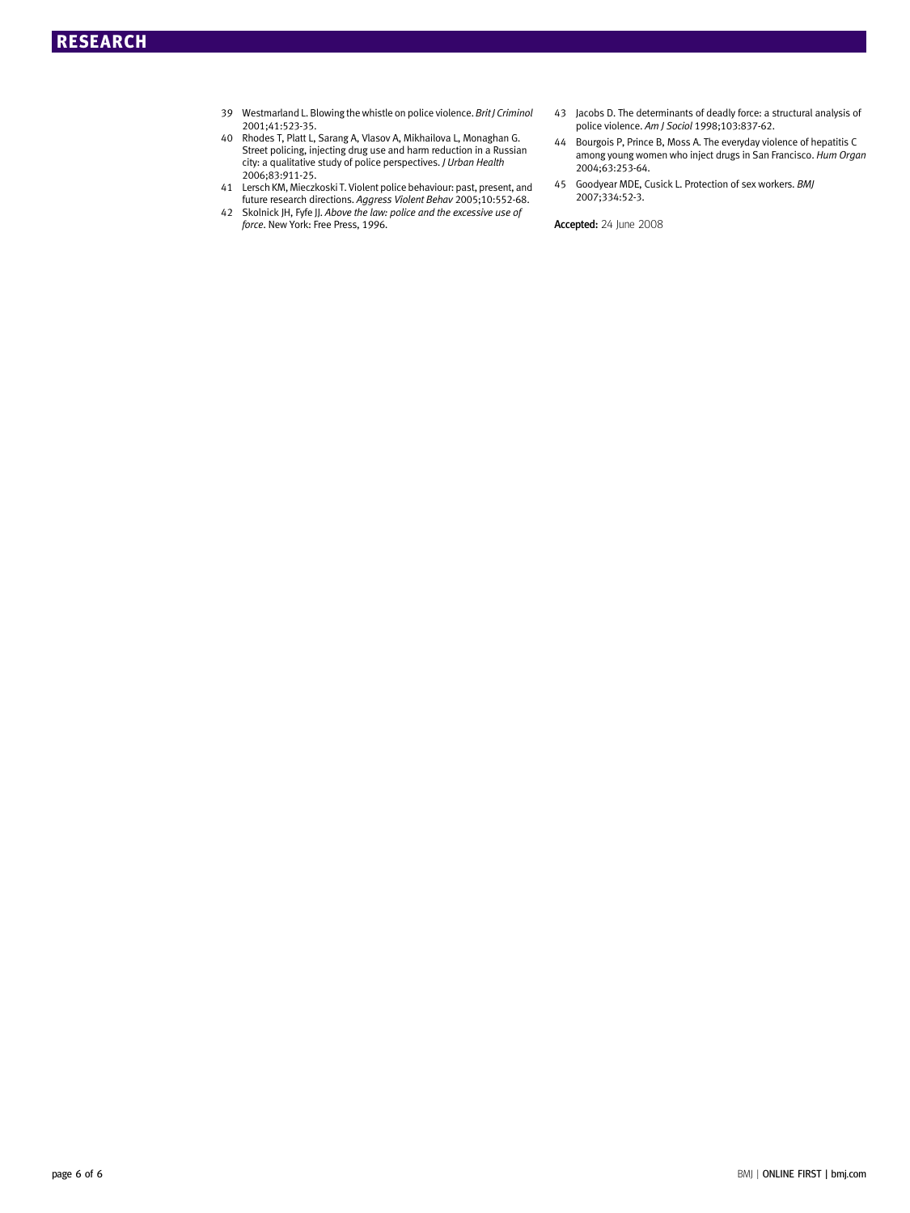39 Westmarland L. Blowing the whistle on police violence. *Brit J Criminol* 2001;41:523-35.

40 Rhodes T, Platt L, Sarang A, Vlasov A, Mikhailova L, Monaghan G. Street policing, injecting drug use and harm reduction in a Russian city: a qualitative study of police perspectives. *J Urban Health* 2006;83:911-25.

41 Lersch KM, Mieczkoski T. Violent police behaviour: past, present, and future research directions. *Aggress Violent Behav* 2005;10:552-68.

42 Skolnick JH, Fyfe JJ. *Above the law: police and the excessive use of force*. New York: Free Press, 1996.

43 Jacobs D. The determinants of deadly force: a structural analysis of police violence. *Am J Sociol* 1998;103:837-62.

44 Bourgois P, Prince B, Moss A. The everyday violence of hepatitis C among young women who inject drugs in San Francisco. *Hum Organ* 2004;63:253-64.

45 Goodyear MDE, Cusick L. Protection of sex workers. *BMJ* 2007;334:52-3.

**Accepted:** 24 June 2008